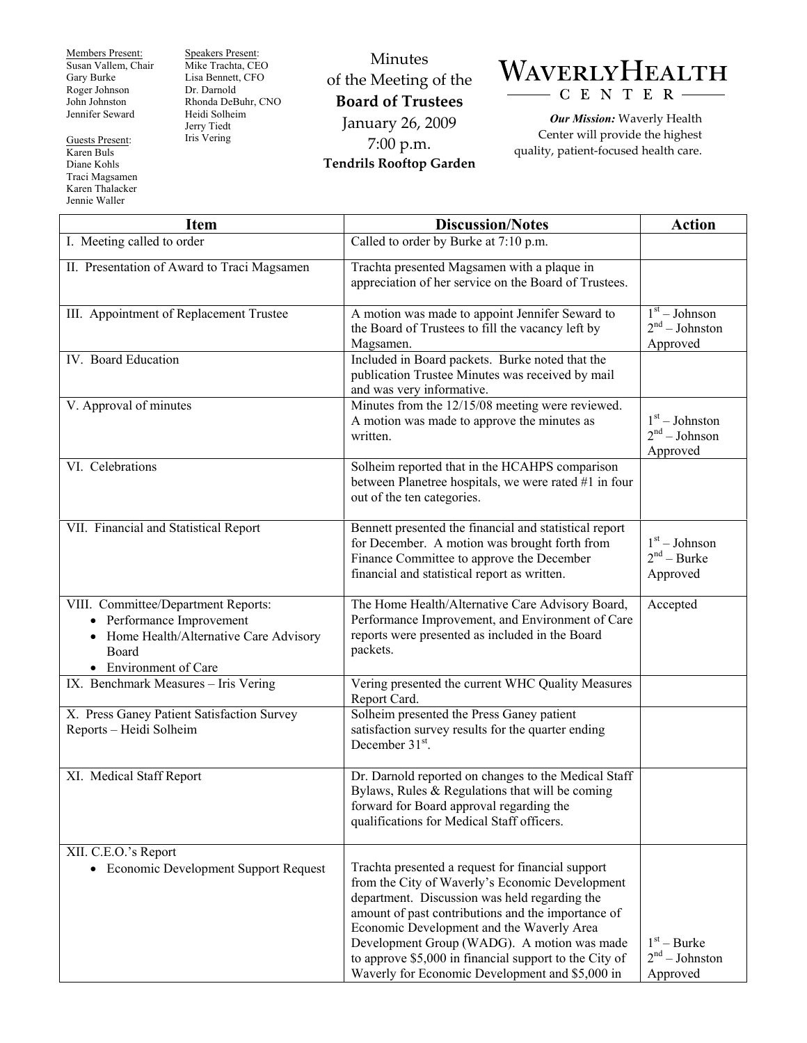Members Present:
Susan Vallem, Chair
Gary Burke
Roger Johnson
John Johnston
Jennifer Seward

Guests Present:
Karen Buls
Diane Kohls
Traci Magsamen
Karen Thalacker
Jennie Waller

Speakers Present:
Mike Trachta, CEO
Lisa Bennett, CFO
Dr. Darnold
Rhonda DeBuhr, CNO
Heidi Solheim
Jerry Tiedt
Iris Vering

# Minutes of the Meeting of the **Board of Trustees**

January 26, 2009
7:00 p.m.
**Tendrils Rooftop Garden**

WAVERLY HEALTH CENTER

***Our Mission:*** Waverly Health Center will provide the highest quality, patient-focused health care.

| Item | Discussion/Notes | Action |
| --- | --- | --- |
| I. Meeting called to order | Called to order by Burke at 7:10 p.m. | |
| II. Presentation of Award to Traci Magsamen | Trachta presented Magsamen with a plaque in appreciation of her service on the Board of Trustees. | |
| III. Appointment of Replacement Trustee | A motion was made to appoint Jennifer Seward to the Board of Trustees to fill the vacancy left by Magsamen. | 1st – Johnson<br>2nd – Johnston<br>Approved |
| IV. Board Education | Included in Board packets. Burke noted that the publication Trustee Minutes was received by mail and was very informative. | |
| V. Approval of minutes | Minutes from the 12/15/08 meeting were reviewed. A motion was made to approve the minutes as written. | 1st – Johnston<br>2nd – Johnson<br>Approved |
| VI. Celebrations | Solheim reported that in the HCAHPS comparison between Planetree hospitals, we were rated #1 in four out of the ten categories. | |
| VII. Financial and Statistical Report | Bennett presented the financial and statistical report for December. A motion was brought forth from Finance Committee to approve the December financial and statistical report as written. | 1st – Johnson<br>2nd – Burke<br>Approved |
| VIII. Committee/Department Reports:<br>• Performance Improvement<br>• Home Health/Alternative Care Advisory Board<br>• Environment of Care | The Home Health/Alternative Care Advisory Board, Performance Improvement, and Environment of Care reports were presented as included in the Board packets. | Accepted |
| IX. Benchmark Measures – Iris Vering | Vering presented the current WHC Quality Measures Report Card. | |
| X. Press Ganey Patient Satisfaction Survey Reports – Heidi Solheim | Solheim presented the Press Ganey patient satisfaction survey results for the quarter ending December 31st. | |
| XI. Medical Staff Report | Dr. Darnold reported on changes to the Medical Staff Bylaws, Rules & Regulations that will be coming forward for Board approval regarding the qualifications for Medical Staff officers. | |
| XII. C.E.O.'s Report<br>• Economic Development Support Request | Trachta presented a request for financial support from the City of Waverly's Economic Development department. Discussion was held regarding the amount of past contributions and the importance of Economic Development and the Waverly Area Development Group (WADG). A motion was made to approve $5,000 in financial support to the City of Waverly for Economic Development and $5,000 in | 1st – Burke<br>2nd – Johnston<br>Approved |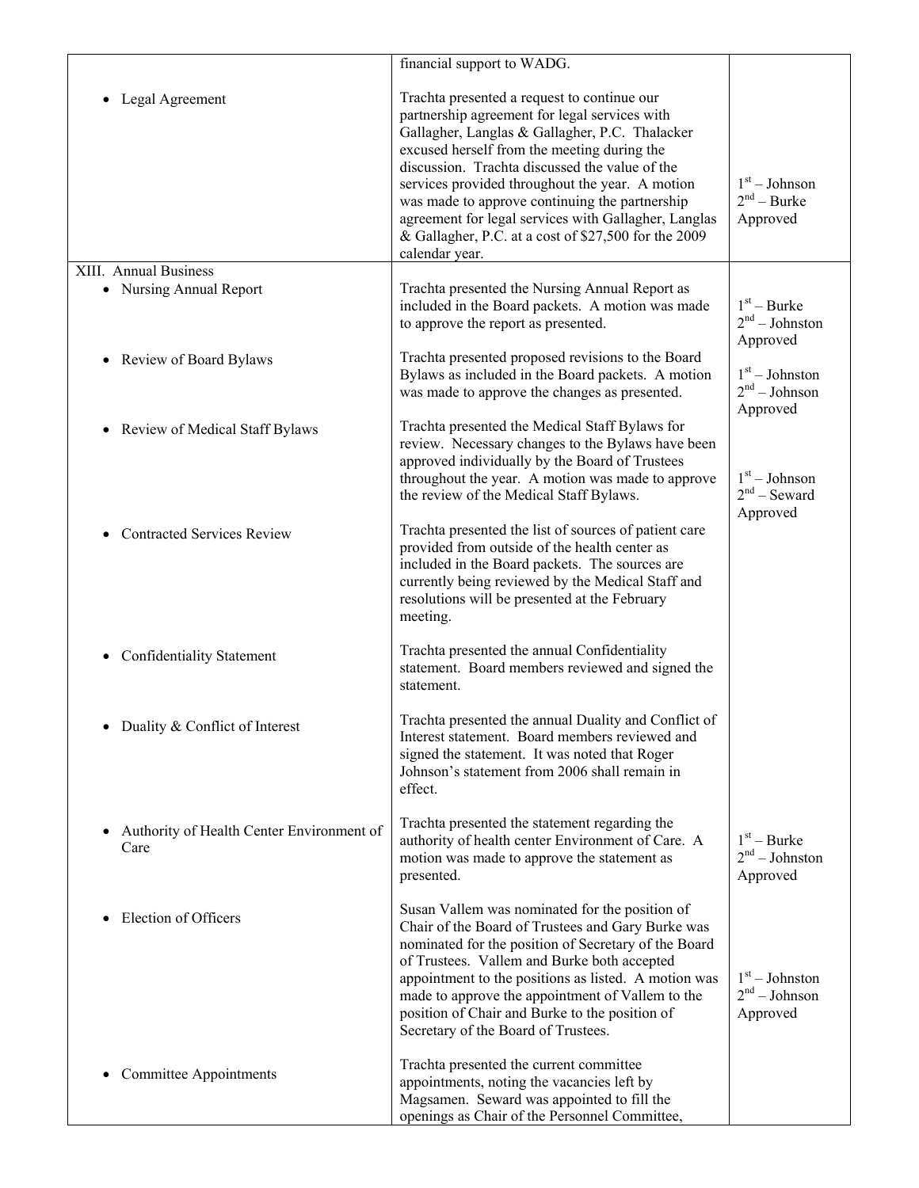| | | |
|---|---|---|
| | financial support to WADG. | |
| • Legal Agreement | Trachta presented a request to continue our partnership agreement for legal services with Gallagher, Langlas & Gallagher, P.C. Thalacker excused herself from the meeting during the discussion. Trachta discussed the value of the services provided throughout the year. A motion was made to approve continuing the partnership agreement for legal services with Gallagher, Langlas & Gallagher, P.C. at a cost of $27,500 for the 2009 calendar year. | 1st – Johnson<br>2nd – Burke<br>Approved |
| XIII. Annual Business<br>• Nursing Annual Report | Trachta presented the Nursing Annual Report as included in the Board packets. A motion was made to approve the report as presented. | 1st – Burke<br>2nd – Johnston<br>Approved |
| • Review of Board Bylaws | Trachta presented proposed revisions to the Board Bylaws as included in the Board packets. A motion was made to approve the changes as presented. | 1st – Johnston<br>2nd – Johnson<br>Approved |
| • Review of Medical Staff Bylaws | Trachta presented the Medical Staff Bylaws for review. Necessary changes to the Bylaws have been approved individually by the Board of Trustees throughout the year. A motion was made to approve the review of the Medical Staff Bylaws. | 1st – Johnson<br>2nd – Seward<br>Approved |
| • Contracted Services Review | Trachta presented the list of sources of patient care provided from outside of the health center as included in the Board packets. The sources are currently being reviewed by the Medical Staff and resolutions will be presented at the February meeting. | |
| • Confidentiality Statement | Trachta presented the annual Confidentiality statement. Board members reviewed and signed the statement. | |
| • Duality & Conflict of Interest | Trachta presented the annual Duality and Conflict of Interest statement. Board members reviewed and signed the statement. It was noted that Roger Johnson's statement from 2006 shall remain in effect. | |
| • Authority of Health Center Environment of Care | Trachta presented the statement regarding the authority of health center Environment of Care. A motion was made to approve the statement as presented. | 1st – Burke<br>2nd – Johnston<br>Approved |
| • Election of Officers | Susan Vallem was nominated for the position of Chair of the Board of Trustees and Gary Burke was nominated for the position of Secretary of the Board of Trustees. Vallem and Burke both accepted appointment to the positions as listed. A motion was made to approve the appointment of Vallem to the position of Chair and Burke to the position of Secretary of the Board of Trustees. | 1st – Johnston<br>2nd – Johnson<br>Approved |
| • Committee Appointments | Trachta presented the current committee appointments, noting the vacancies left by Magsamen. Seward was appointed to fill the openings as Chair of the Personnel Committee, | |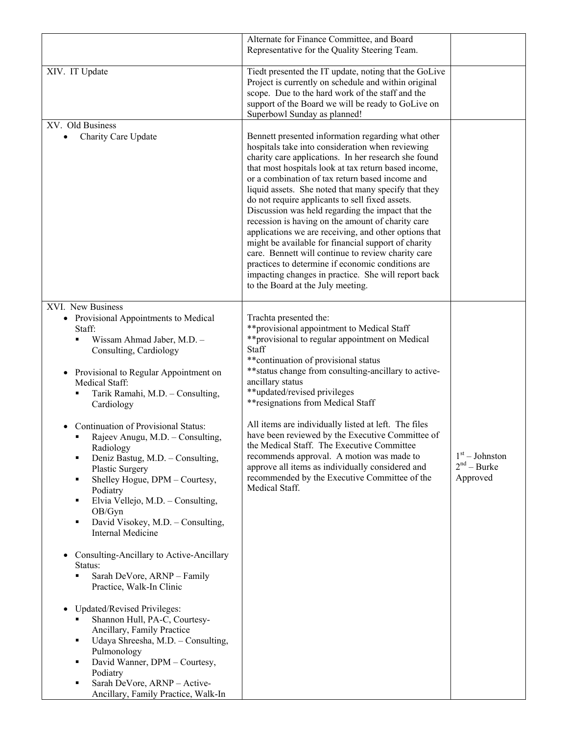| | | |
|---|---|---|
| | Alternate for Finance Committee, and Board Representative for the Quality Steering Team. | |
| XIV. IT Update | Tiedt presented the IT update, noting that the GoLive Project is currently on schedule and within original scope. Due to the hard work of the staff and the support of the Board we will be ready to GoLive on Superbowl Sunday as planned! | |
| XV. Old Business<br>• Charity Care Update | Bennett presented information regarding what other hospitals take into consideration when reviewing charity care applications. In her research she found that most hospitals look at tax return based income, or a combination of tax return based income and liquid assets. She noted that many specify that they do not require applicants to sell fixed assets. Discussion was held regarding the impact that the recession is having on the amount of charity care applications we are receiving, and other options that might be available for financial support of charity care. Bennett will continue to review charity care practices to determine if economic conditions are impacting changes in practice. She will report back to the Board at the July meeting. | |
| XVI. New Business<br>• Provisional Appointments to Medical Staff:<br>▪ Wissam Ahmad Jaber, M.D. – Consulting, Cardiology<br><br>• Provisional to Regular Appointment on Medical Staff:<br>▪ Tarik Ramahi, M.D. – Consulting, Cardiology<br><br>• Continuation of Provisional Status:<br>▪ Rajeev Anugu, M.D. – Consulting, Radiology<br>▪ Deniz Bastug, M.D. – Consulting, Plastic Surgery<br>▪ Shelley Hogue, DPM – Courtesy, Podiatry<br>▪ Elvia Vellejo, M.D. – Consulting, OB/Gyn<br>▪ David Visokey, M.D. – Consulting, Internal Medicine<br><br>• Consulting-Ancillary to Active-Ancillary Status:<br>▪ Sarah DeVore, ARNP – Family Practice, Walk-In Clinic<br><br>• Updated/Revised Privileges:<br>▪ Shannon Hull, PA-C, Courtesy-Ancillary, Family Practice<br>▪ Udaya Shreesha, M.D. – Consulting, Pulmonology<br>▪ David Wanner, DPM – Courtesy, Podiatry<br>▪ Sarah DeVore, ARNP – Active-Ancillary, Family Practice, Walk-In | Trachta presented the:<br>**provisional appointment to Medical Staff<br>**provisional to regular appointment on Medical Staff<br>**continuation of provisional status<br>**status change from consulting-ancillary to active-ancillary status<br>**updated/revised privileges<br>**resignations from Medical Staff<br><br>All items are individually listed at left. The files have been reviewed by the Executive Committee of the Medical Staff. The Executive Committee recommends approval. A motion was made to approve all items as individually considered and recommended by the Executive Committee of the Medical Staff. | 1st – Johnston<br>2nd – Burke<br>Approved |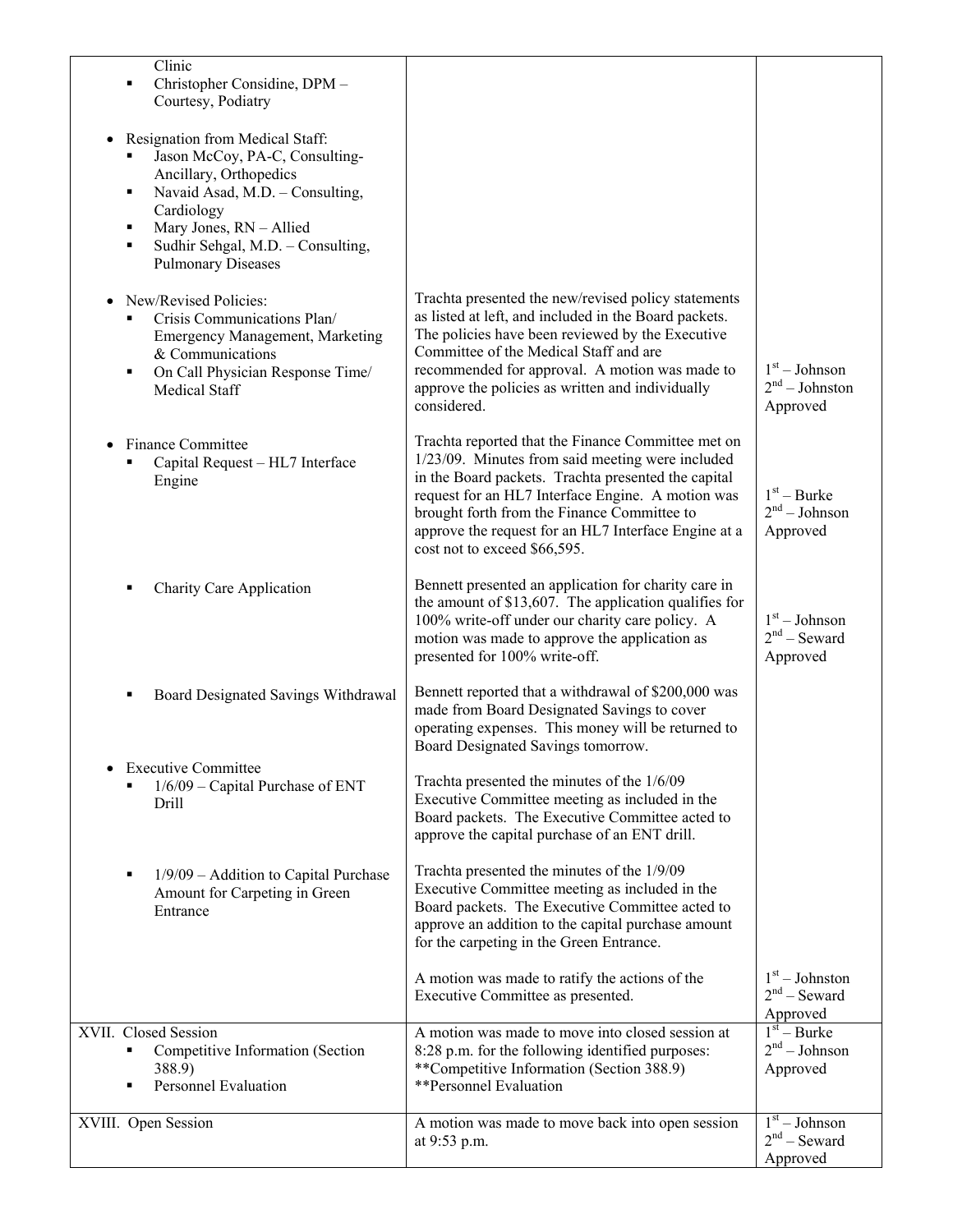| | | |
|---|---|---|
| Clinic<br>▪ Christopher Considine, DPM – Courtesy, Podiatry<br><br>• Resignation from Medical Staff:<br>▪ Jason McCoy, PA-C, Consulting-Ancillary, Orthopedics<br>▪ Navaid Asad, M.D. – Consulting, Cardiology<br>▪ Mary Jones, RN – Allied<br>▪ Sudhir Sehgal, M.D. – Consulting, Pulmonary Diseases | | |
| • New/Revised Policies:<br>▪ Crisis Communications Plan/ Emergency Management, Marketing & Communications<br>▪ On Call Physician Response Time/ Medical Staff | Trachta presented the new/revised policy statements as listed at left, and included in the Board packets. The policies have been reviewed by the Executive Committee of the Medical Staff and are recommended for approval. A motion was made to approve the policies as written and individually considered. | 1st – Johnson<br>2nd – Johnston<br>Approved |
| • Finance Committee<br>▪ Capital Request – HL7 Interface Engine | Trachta reported that the Finance Committee met on 1/23/09. Minutes from said meeting were included in the Board packets. Trachta presented the capital request for an HL7 Interface Engine. A motion was brought forth from the Finance Committee to approve the request for an HL7 Interface Engine at a cost not to exceed $66,595. | 1st – Burke<br>2nd – Johnson<br>Approved |
| ▪ Charity Care Application | Bennett presented an application for charity care in the amount of $13,607. The application qualifies for 100% write-off under our charity care policy. A motion was made to approve the application as presented for 100% write-off. | 1st – Johnson<br>2nd – Seward<br>Approved |
| ▪ Board Designated Savings Withdrawal | Bennett reported that a withdrawal of $200,000 was made from Board Designated Savings to cover operating expenses. This money will be returned to Board Designated Savings tomorrow. | |
| • Executive Committee<br>▪ 1/6/09 – Capital Purchase of ENT Drill | Trachta presented the minutes of the 1/6/09 Executive Committee meeting as included in the Board packets. The Executive Committee acted to approve the capital purchase of an ENT drill. | |
| ▪ 1/9/09 – Addition to Capital Purchase Amount for Carpeting in Green Entrance | Trachta presented the minutes of the 1/9/09 Executive Committee meeting as included in the Board packets. The Executive Committee acted to approve an addition to the capital purchase amount for the carpeting in the Green Entrance. | |
| | A motion was made to ratify the actions of the Executive Committee as presented. | 1st – Johnston<br>2nd – Seward<br>Approved |
| XVII. Closed Session<br>▪ Competitive Information (Section 388.9)<br>▪ Personnel Evaluation | A motion was made to move into closed session at 8:28 p.m. for the following identified purposes:<br>**Competitive Information (Section 388.9)<br>**Personnel Evaluation | 1st – Burke<br>2nd – Johnson<br>Approved |
| XVIII. Open Session | A motion was made to move back into open session at 9:53 p.m. | 1st – Johnson<br>2nd – Seward<br>Approved |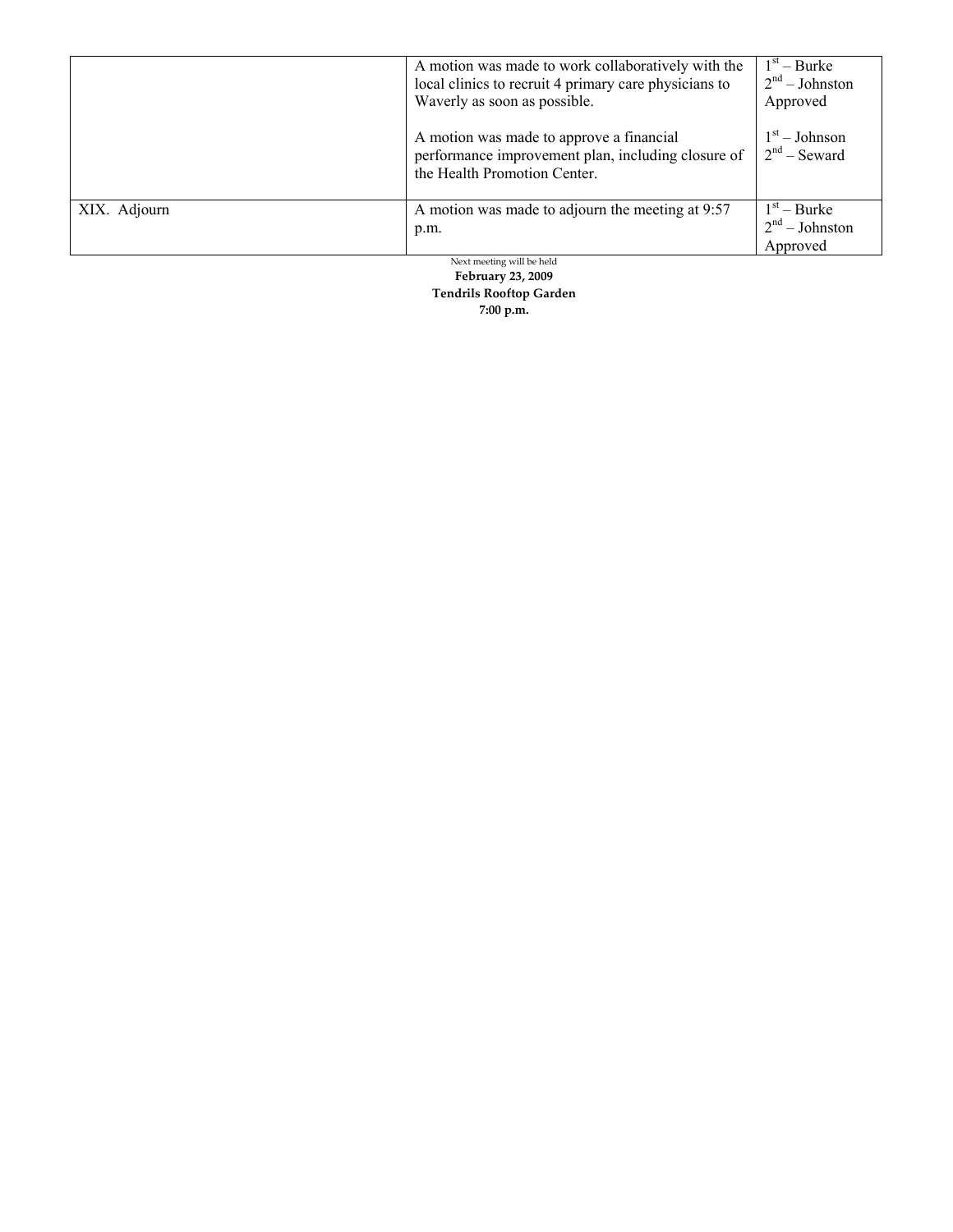| | | |
|---|---|---|
| | A motion was made to work collaboratively with the local clinics to recruit 4 primary care physicians to Waverly as soon as possible.<br><br>A motion was made to approve a financial performance improvement plan, including closure of the Health Promotion Center. | 1st – Burke<br>2nd – Johnston<br>Approved<br><br>1st – Johnson<br>2nd – Seward |
| XIX. Adjourn | A motion was made to adjourn the meeting at 9:57 p.m. | 1st – Burke<br>2nd – Johnston<br>Approved |

Next meeting will be held

**February 23, 2009**

**Tendrils Rooftop Garden**

**7:00 p.m.**